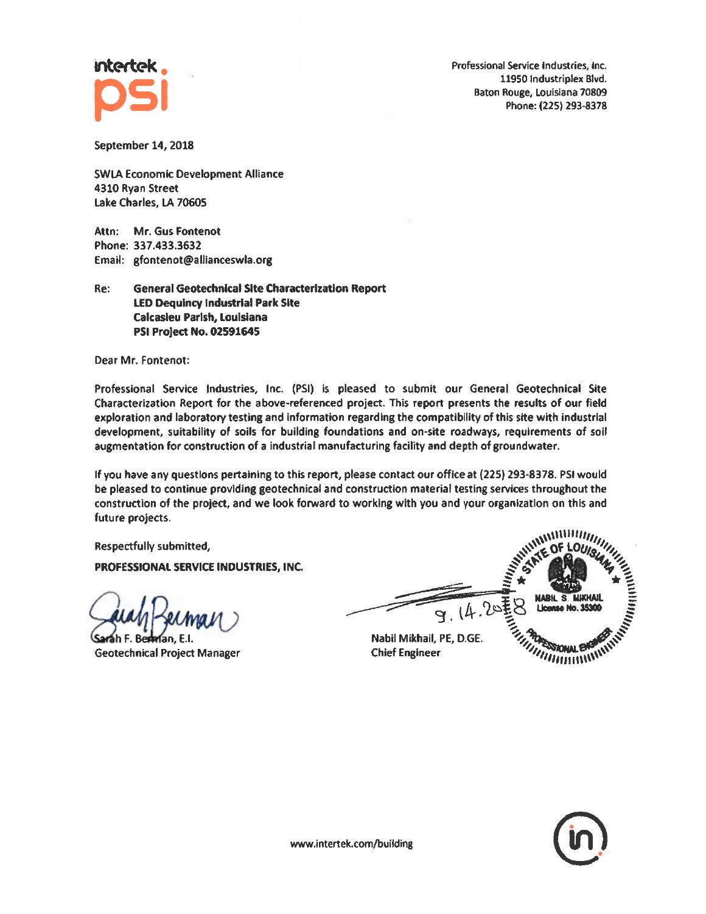intertek psi

Professional Service Industries, Inc.
11950 Industriplex Blvd.
Baton Rouge, Louisiana 70809
Phone: (225) 293-8378

September 14, 2018

SWLA Economic Development Alliance
4310 Ryan Street
Lake Charles, LA 70605

Attn: Mr. Gus Fontenot
Phone: 337.433.3632
Email: gfontenot@allianceswla.org

Re: **General Geotechnical Site Characterization Report**
**LED Dequincy Industrial Park Site**
**Calcasieu Parish, Louisiana**
**PSI Project No. 02591645**

Dear Mr. Fontenot:

Professional Service Industries, Inc. (PSI) is pleased to submit our General Geotechnical Site Characterization Report for the above-referenced project. This report presents the results of our field exploration and laboratory testing and information regarding the compatibility of this site with industrial development, suitability of soils for building foundations and on-site roadways, requirements of soil augmentation for construction of a industrial manufacturing facility and depth of groundwater.

If you have any questions pertaining to this report, please contact our office at (225) 293-8378. PSI would be pleased to continue providing geotechnical and construction material testing services throughout the construction of the project, and we look forward to working with you and your organization on this and future projects.

Respectfully submitted,

**PROFESSIONAL SERVICE INDUSTRIES, INC.**

Sarah F. Berman, E.I.
Geotechnical Project Manager

9.14.2018

Nabil Mikhail, PE, D.GE.
Chief Engineer

STATE OF LOUISIANA
NABIL S. MIKHAIL
License No. 35300
PROFESSIONAL ENGINEER

www.intertek.com/building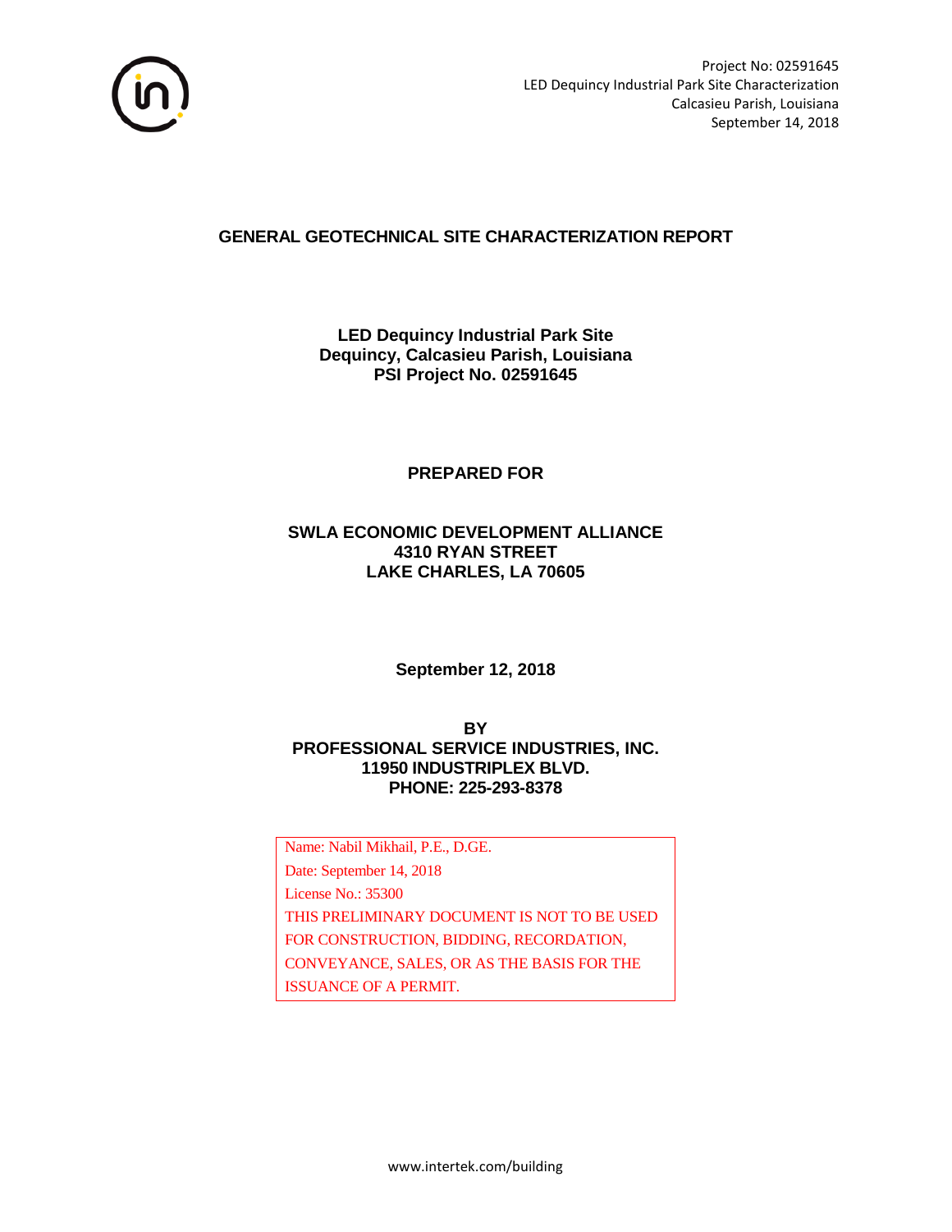# GENERAL GEOTECHNICAL SITE CHARACTERIZATION REPORT

**LED Dequincy Industrial Park Site**
**Dequincy, Calcasieu Parish, Louisiana**
**PSI Project No. 02591645**

**PREPARED FOR**

**SWLA ECONOMIC DEVELOPMENT ALLIANCE**
**4310 RYAN STREET**
**LAKE CHARLES, LA 70605**

**September 12, 2018**

**BY**
**PROFESSIONAL SERVICE INDUSTRIES, INC.**
**11950 INDUSTRIPLEX BLVD.**
**PHONE: 225-293-8378**

Name: Nabil Mikhail, P.E., D.GE.
Date: September 14, 2018
License No.: 35300
THIS PRELIMINARY DOCUMENT IS NOT TO BE USED FOR CONSTRUCTION, BIDDING, RECORDATION, CONVEYANCE, SALES, OR AS THE BASIS FOR THE ISSUANCE OF A PERMIT.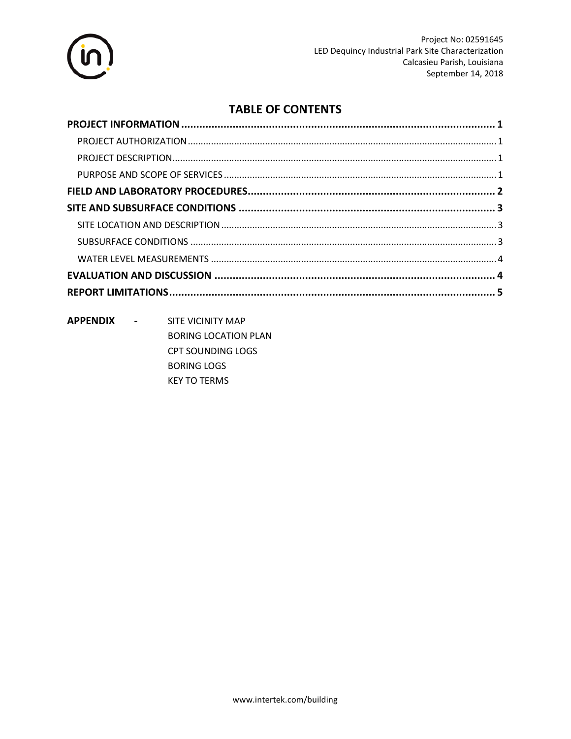Project No: 02591645
LED Dequincy Industrial Park Site Characterization
Calcasieu Parish, Louisiana
September 14, 2018

# TABLE OF CONTENTS

**PROJECT INFORMATION** ..... **1**

- PROJECT AUTHORIZATION ..... 1
- PROJECT DESCRIPTION ..... 1
- PURPOSE AND SCOPE OF SERVICES ..... 1

**FIELD AND LABORATORY PROCEDURES** ..... **2**

**SITE AND SUBSURFACE CONDITIONS** ..... **3**

- SITE LOCATION AND DESCRIPTION ..... 3
- SUBSURFACE CONDITIONS ..... 3
- WATER LEVEL MEASUREMENTS ..... 4

**EVALUATION AND DISCUSSION** ..... **4**

**REPORT LIMITATIONS** ..... **5**

**APPENDIX** - SITE VICINITY MAP
BORING LOCATION PLAN
CPT SOUNDING LOGS
BORING LOGS
KEY TO TERMS

www.intertek.com/building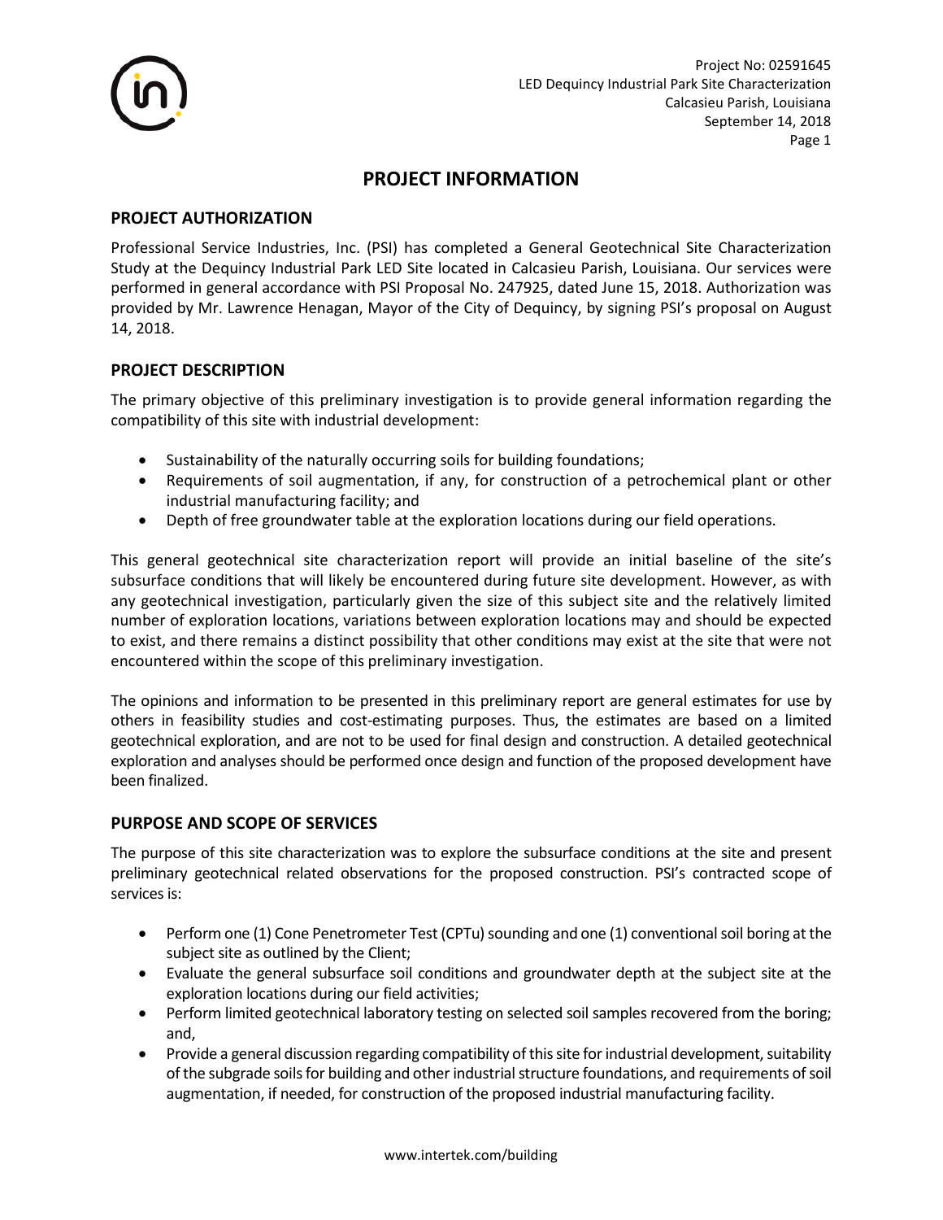# PROJECT INFORMATION

## PROJECT AUTHORIZATION

Professional Service Industries, Inc. (PSI) has completed a General Geotechnical Site Characterization Study at the Dequincy Industrial Park LED Site located in Calcasieu Parish, Louisiana. Our services were performed in general accordance with PSI Proposal No. 247925, dated June 15, 2018. Authorization was provided by Mr. Lawrence Henagan, Mayor of the City of Dequincy, by signing PSI's proposal on August 14, 2018.

## PROJECT DESCRIPTION

The primary objective of this preliminary investigation is to provide general information regarding the compatibility of this site with industrial development:

- Sustainability of the naturally occurring soils for building foundations;
- Requirements of soil augmentation, if any, for construction of a petrochemical plant or other industrial manufacturing facility; and
- Depth of free groundwater table at the exploration locations during our field operations.

This general geotechnical site characterization report will provide an initial baseline of the site's subsurface conditions that will likely be encountered during future site development. However, as with any geotechnical investigation, particularly given the size of this subject site and the relatively limited number of exploration locations, variations between exploration locations may and should be expected to exist, and there remains a distinct possibility that other conditions may exist at the site that were not encountered within the scope of this preliminary investigation.

The opinions and information to be presented in this preliminary report are general estimates for use by others in feasibility studies and cost-estimating purposes. Thus, the estimates are based on a limited geotechnical exploration, and are not to be used for final design and construction. A detailed geotechnical exploration and analyses should be performed once design and function of the proposed development have been finalized.

## PURPOSE AND SCOPE OF SERVICES

The purpose of this site characterization was to explore the subsurface conditions at the site and present preliminary geotechnical related observations for the proposed construction. PSI's contracted scope of services is:

- Perform one (1) Cone Penetrometer Test (CPTu) sounding and one (1) conventional soil boring at the subject site as outlined by the Client;
- Evaluate the general subsurface soil conditions and groundwater depth at the subject site at the exploration locations during our field activities;
- Perform limited geotechnical laboratory testing on selected soil samples recovered from the boring; and,
- Provide a general discussion regarding compatibility of this site for industrial development, suitability of the subgrade soils for building and other industrial structure foundations, and requirements of soil augmentation, if needed, for construction of the proposed industrial manufacturing facility.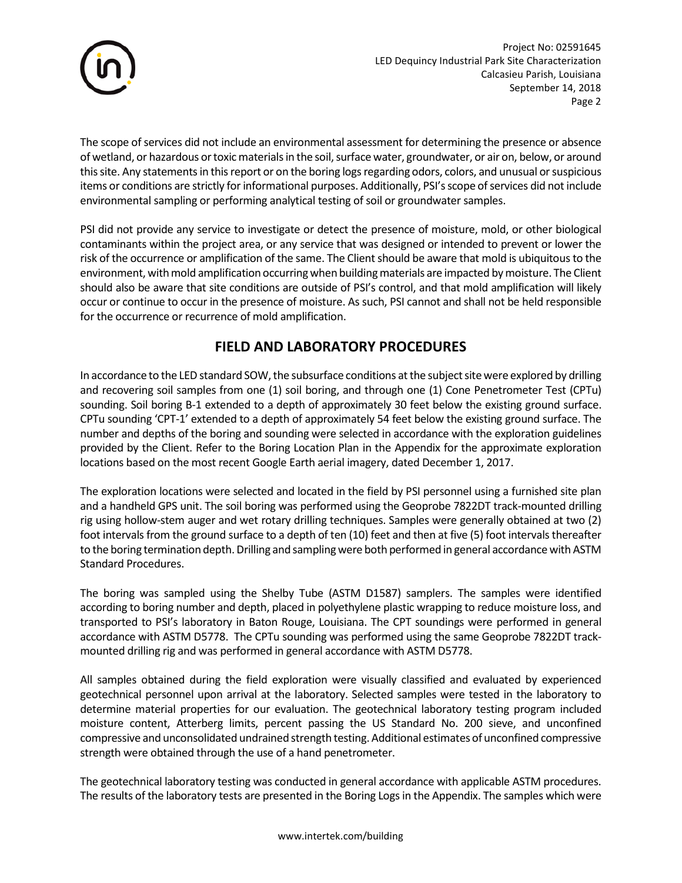The scope of services did not include an environmental assessment for determining the presence or absence of wetland, or hazardous or toxic materials in the soil, surface water, groundwater, or air on, below, or around this site. Any statements in this report or on the boring logs regarding odors, colors, and unusual or suspicious items or conditions are strictly for informational purposes. Additionally, PSI's scope of services did not include environmental sampling or performing analytical testing of soil or groundwater samples.

PSI did not provide any service to investigate or detect the presence of moisture, mold, or other biological contaminants within the project area, or any service that was designed or intended to prevent or lower the risk of the occurrence or amplification of the same. The Client should be aware that mold is ubiquitous to the environment, with mold amplification occurring when building materials are impacted by moisture. The Client should also be aware that site conditions are outside of PSI's control, and that mold amplification will likely occur or continue to occur in the presence of moisture. As such, PSI cannot and shall not be held responsible for the occurrence or recurrence of mold amplification.

## FIELD AND LABORATORY PROCEDURES

In accordance to the LED standard SOW, the subsurface conditions at the subject site were explored by drilling and recovering soil samples from one (1) soil boring, and through one (1) Cone Penetrometer Test (CPTu) sounding. Soil boring B-1 extended to a depth of approximately 30 feet below the existing ground surface. CPTu sounding 'CPT-1' extended to a depth of approximately 54 feet below the existing ground surface. The number and depths of the boring and sounding were selected in accordance with the exploration guidelines provided by the Client. Refer to the Boring Location Plan in the Appendix for the approximate exploration locations based on the most recent Google Earth aerial imagery, dated December 1, 2017.

The exploration locations were selected and located in the field by PSI personnel using a furnished site plan and a handheld GPS unit. The soil boring was performed using the Geoprobe 7822DT track-mounted drilling rig using hollow-stem auger and wet rotary drilling techniques. Samples were generally obtained at two (2) foot intervals from the ground surface to a depth of ten (10) feet and then at five (5) foot intervals thereafter to the boring termination depth. Drilling and sampling were both performed in general accordance with ASTM Standard Procedures.

The boring was sampled using the Shelby Tube (ASTM D1587) samplers. The samples were identified according to boring number and depth, placed in polyethylene plastic wrapping to reduce moisture loss, and transported to PSI's laboratory in Baton Rouge, Louisiana. The CPT soundings were performed in general accordance with ASTM D5778. The CPTu sounding was performed using the same Geoprobe 7822DT track-mounted drilling rig and was performed in general accordance with ASTM D5778.

All samples obtained during the field exploration were visually classified and evaluated by experienced geotechnical personnel upon arrival at the laboratory. Selected samples were tested in the laboratory to determine material properties for our evaluation. The geotechnical laboratory testing program included moisture content, Atterberg limits, percent passing the US Standard No. 200 sieve, and unconfined compressive and unconsolidated undrained strength testing. Additional estimates of unconfined compressive strength were obtained through the use of a hand penetrometer.

The geotechnical laboratory testing was conducted in general accordance with applicable ASTM procedures. The results of the laboratory tests are presented in the Boring Logs in the Appendix. The samples which were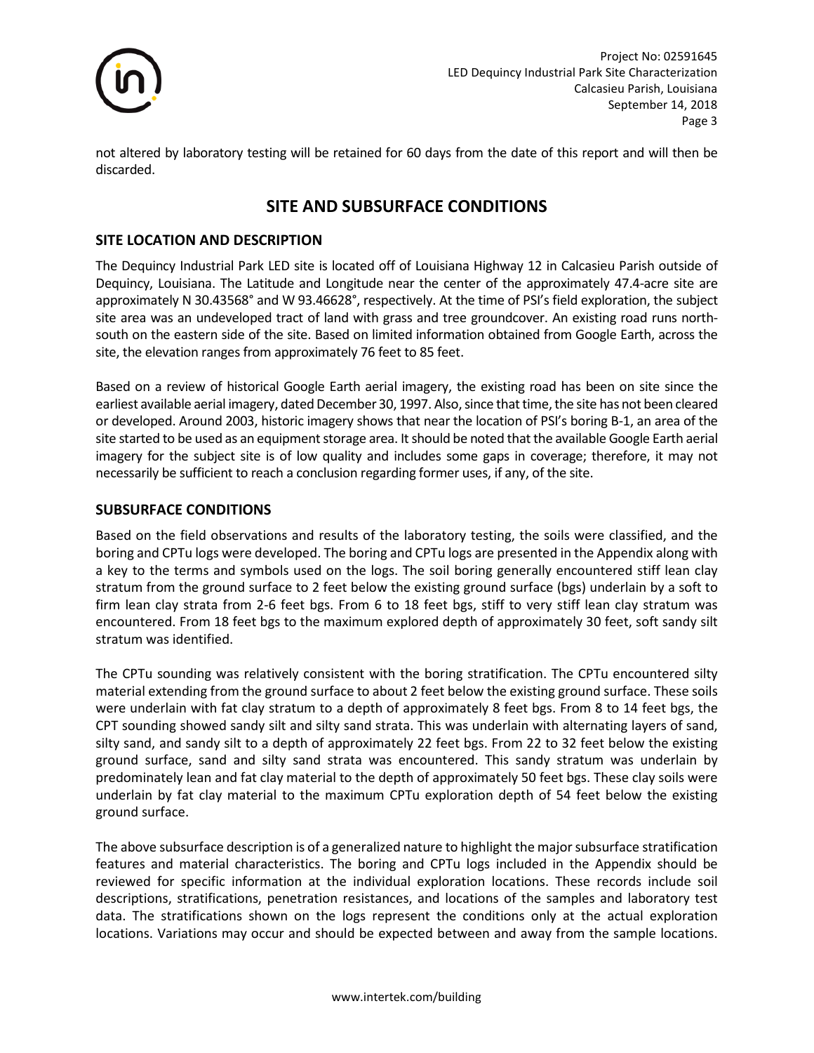not altered by laboratory testing will be retained for 60 days from the date of this report and will then be discarded.

# SITE AND SUBSURFACE CONDITIONS

## SITE LOCATION AND DESCRIPTION

The Dequincy Industrial Park LED site is located off of Louisiana Highway 12 in Calcasieu Parish outside of Dequincy, Louisiana. The Latitude and Longitude near the center of the approximately 47.4-acre site are approximately N 30.43568° and W 93.46628°, respectively. At the time of PSI's field exploration, the subject site area was an undeveloped tract of land with grass and tree groundcover. An existing road runs north-south on the eastern side of the site. Based on limited information obtained from Google Earth, across the site, the elevation ranges from approximately 76 feet to 85 feet.

Based on a review of historical Google Earth aerial imagery, the existing road has been on site since the earliest available aerial imagery, dated December 30, 1997. Also, since that time, the site has not been cleared or developed. Around 2003, historic imagery shows that near the location of PSI's boring B-1, an area of the site started to be used as an equipment storage area. It should be noted that the available Google Earth aerial imagery for the subject site is of low quality and includes some gaps in coverage; therefore, it may not necessarily be sufficient to reach a conclusion regarding former uses, if any, of the site.

## SUBSURFACE CONDITIONS

Based on the field observations and results of the laboratory testing, the soils were classified, and the boring and CPTu logs were developed. The boring and CPTu logs are presented in the Appendix along with a key to the terms and symbols used on the logs. The soil boring generally encountered stiff lean clay stratum from the ground surface to 2 feet below the existing ground surface (bgs) underlain by a soft to firm lean clay strata from 2-6 feet bgs. From 6 to 18 feet bgs, stiff to very stiff lean clay stratum was encountered. From 18 feet bgs to the maximum explored depth of approximately 30 feet, soft sandy silt stratum was identified.

The CPTu sounding was relatively consistent with the boring stratification. The CPTu encountered silty material extending from the ground surface to about 2 feet below the existing ground surface. These soils were underlain with fat clay stratum to a depth of approximately 8 feet bgs. From 8 to 14 feet bgs, the CPT sounding showed sandy silt and silty sand strata. This was underlain with alternating layers of sand, silty sand, and sandy silt to a depth of approximately 22 feet bgs. From 22 to 32 feet below the existing ground surface, sand and silty sand strata was encountered. This sandy stratum was underlain by predominately lean and fat clay material to the depth of approximately 50 feet bgs. These clay soils were underlain by fat clay material to the maximum CPTu exploration depth of 54 feet below the existing ground surface.

The above subsurface description is of a generalized nature to highlight the major subsurface stratification features and material characteristics. The boring and CPTu logs included in the Appendix should be reviewed for specific information at the individual exploration locations. These records include soil descriptions, stratifications, penetration resistances, and locations of the samples and laboratory test data. The stratifications shown on the logs represent the conditions only at the actual exploration locations. Variations may occur and should be expected between and away from the sample locations.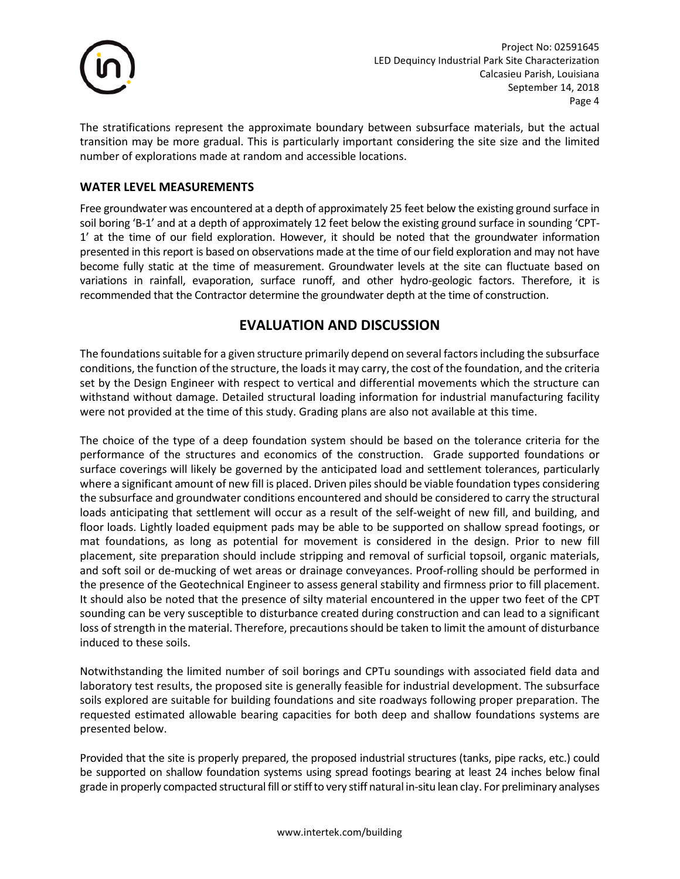The stratifications represent the approximate boundary between subsurface materials, but the actual transition may be more gradual. This is particularly important considering the site size and the limited number of explorations made at random and accessible locations.

### WATER LEVEL MEASUREMENTS

Free groundwater was encountered at a depth of approximately 25 feet below the existing ground surface in soil boring 'B-1' and at a depth of approximately 12 feet below the existing ground surface in sounding 'CPT-1' at the time of our field exploration. However, it should be noted that the groundwater information presented in this report is based on observations made at the time of our field exploration and may not have become fully static at the time of measurement. Groundwater levels at the site can fluctuate based on variations in rainfall, evaporation, surface runoff, and other hydro-geologic factors. Therefore, it is recommended that the Contractor determine the groundwater depth at the time of construction.

## EVALUATION AND DISCUSSION

The foundations suitable for a given structure primarily depend on several factors including the subsurface conditions, the function of the structure, the loads it may carry, the cost of the foundation, and the criteria set by the Design Engineer with respect to vertical and differential movements which the structure can withstand without damage. Detailed structural loading information for industrial manufacturing facility were not provided at the time of this study. Grading plans are also not available at this time.

The choice of the type of a deep foundation system should be based on the tolerance criteria for the performance of the structures and economics of the construction. Grade supported foundations or surface coverings will likely be governed by the anticipated load and settlement tolerances, particularly where a significant amount of new fill is placed. Driven piles should be viable foundation types considering the subsurface and groundwater conditions encountered and should be considered to carry the structural loads anticipating that settlement will occur as a result of the self-weight of new fill, and building, and floor loads. Lightly loaded equipment pads may be able to be supported on shallow spread footings, or mat foundations, as long as potential for movement is considered in the design. Prior to new fill placement, site preparation should include stripping and removal of surficial topsoil, organic materials, and soft soil or de-mucking of wet areas or drainage conveyances. Proof-rolling should be performed in the presence of the Geotechnical Engineer to assess general stability and firmness prior to fill placement. It should also be noted that the presence of silty material encountered in the upper two feet of the CPT sounding can be very susceptible to disturbance created during construction and can lead to a significant loss of strength in the material. Therefore, precautions should be taken to limit the amount of disturbance induced to these soils.

Notwithstanding the limited number of soil borings and CPTu soundings with associated field data and laboratory test results, the proposed site is generally feasible for industrial development. The subsurface soils explored are suitable for building foundations and site roadways following proper preparation. The requested estimated allowable bearing capacities for both deep and shallow foundations systems are presented below.

Provided that the site is properly prepared, the proposed industrial structures (tanks, pipe racks, etc.) could be supported on shallow foundation systems using spread footings bearing at least 24 inches below final grade in properly compacted structural fill or stiff to very stiff natural in-situ lean clay. For preliminary analyses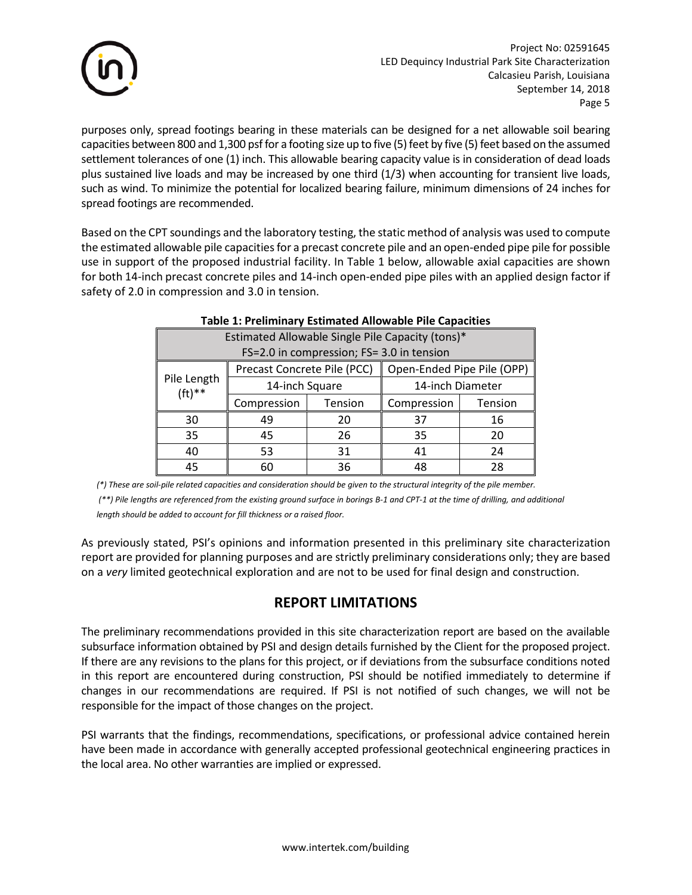purposes only, spread footings bearing in these materials can be designed for a net allowable soil bearing capacities between 800 and 1,300 psf for a footing size up to five (5) feet by five (5) feet based on the assumed settlement tolerances of one (1) inch. This allowable bearing capacity value is in consideration of dead loads plus sustained live loads and may be increased by one third (1/3) when accounting for transient live loads, such as wind. To minimize the potential for localized bearing failure, minimum dimensions of 24 inches for spread footings are recommended.

Based on the CPT soundings and the laboratory testing, the static method of analysis was used to compute the estimated allowable pile capacities for a precast concrete pile and an open-ended pipe pile for possible use in support of the proposed industrial facility. In Table 1 below, allowable axial capacities are shown for both 14-inch precast concrete piles and 14-inch open-ended pipe piles with an applied design factor if safety of 2.0 in compression and 3.0 in tension.

**Table 1: Preliminary Estimated Allowable Pile Capacities**

| Estimated Allowable Single Pile Capacity (tons)* FS=2.0 in compression; FS= 3.0 in tension | | | | |
|---|---|---|---|---|
| Pile Length (ft)** | Precast Concrete Pile (PCC) | | Open-Ended Pipe Pile (OPP) | |
| | 14-inch Square | | 14-inch Diameter | |
| | Compression | Tension | Compression | Tension |
| 30 | 49 | 20 | 37 | 16 |
| 35 | 45 | 26 | 35 | 20 |
| 40 | 53 | 31 | 41 | 24 |
| 45 | 60 | 36 | 48 | 28 |

*(\*) These are soil-pile related capacities and consideration should be given to the structural integrity of the pile member.*

*(\*\*) Pile lengths are referenced from the existing ground surface in borings B-1 and CPT-1 at the time of drilling, and additional length should be added to account for fill thickness or a raised floor.*

As previously stated, PSI's opinions and information presented in this preliminary site characterization report are provided for planning purposes and are strictly preliminary considerations only; they are based on a *very* limited geotechnical exploration and are not to be used for final design and construction.

## REPORT LIMITATIONS

The preliminary recommendations provided in this site characterization report are based on the available subsurface information obtained by PSI and design details furnished by the Client for the proposed project. If there are any revisions to the plans for this project, or if deviations from the subsurface conditions noted in this report are encountered during construction, PSI should be notified immediately to determine if changes in our recommendations are required. If PSI is not notified of such changes, we will not be responsible for the impact of those changes on the project.

PSI warrants that the findings, recommendations, specifications, or professional advice contained herein have been made in accordance with generally accepted professional geotechnical engineering practices in the local area. No other warranties are implied or expressed.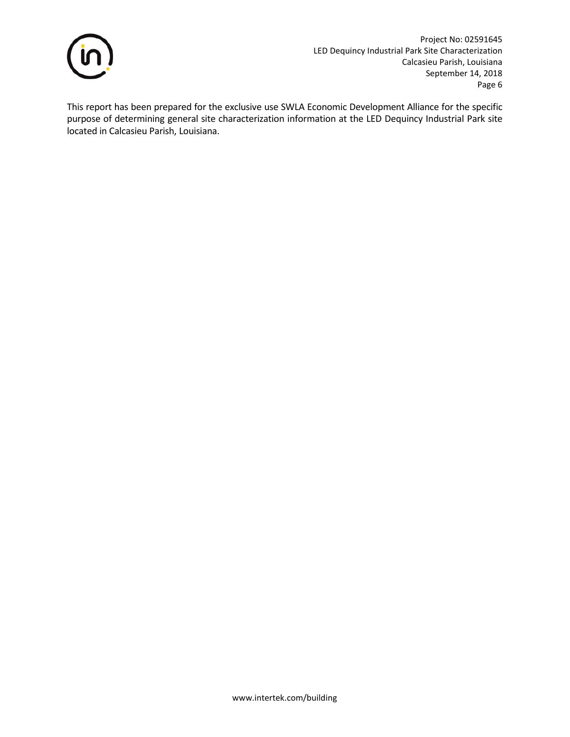This report has been prepared for the exclusive use SWLA Economic Development Alliance for the specific purpose of determining general site characterization information at the LED Dequincy Industrial Park site located in Calcasieu Parish, Louisiana.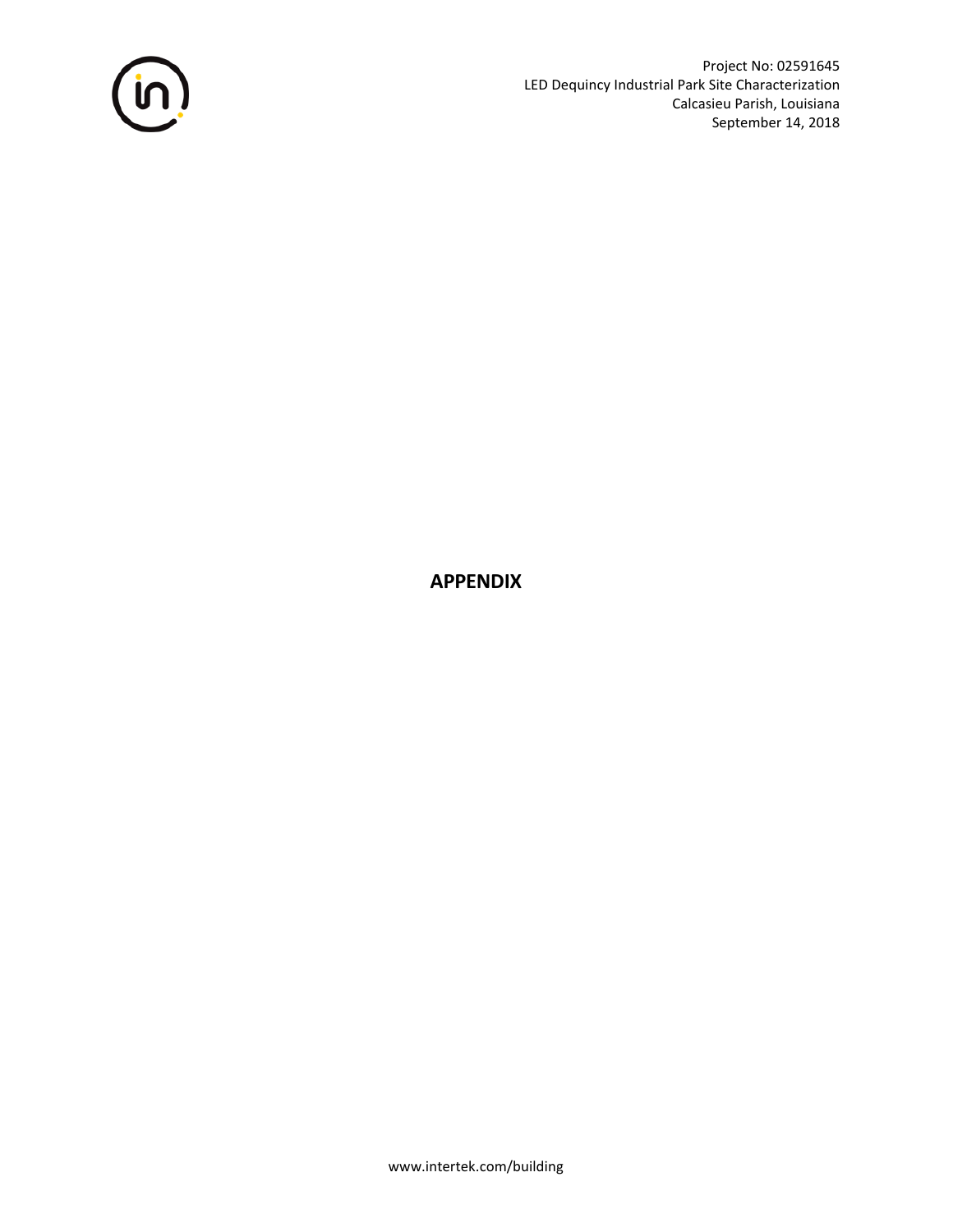# APPENDIX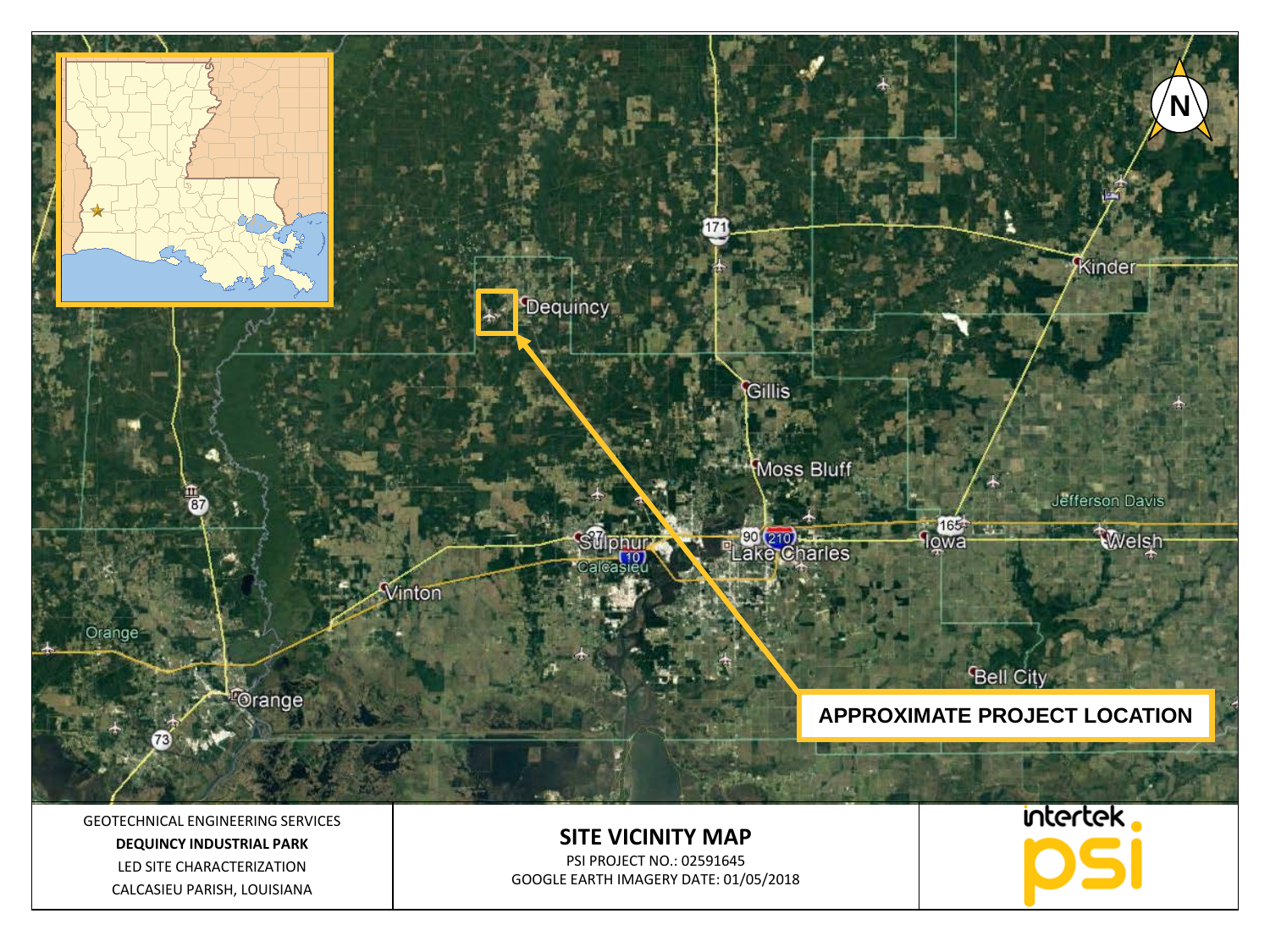APPROXIMATE PROJECT LOCATION

Dequincy
Kinder
Gillis
Moss Bluff
Sulphur
Calcasieu
Lake Charles
Iowa
Welsh
Jefferson Davis
Vinton
Orange
Orange
Bell City
171
90
210
10
165
87
73
27
N

GEOTECHNICAL ENGINEERING SERVICES
**DEQUINCY INDUSTRIAL PARK**
LED SITE CHARACTERIZATION
CALCASIEU PARISH, LOUISIANA

**SITE VICINITY MAP**
PSI PROJECT NO.: 02591645
GOOGLE EARTH IMAGERY DATE: 01/05/2018

intertek psi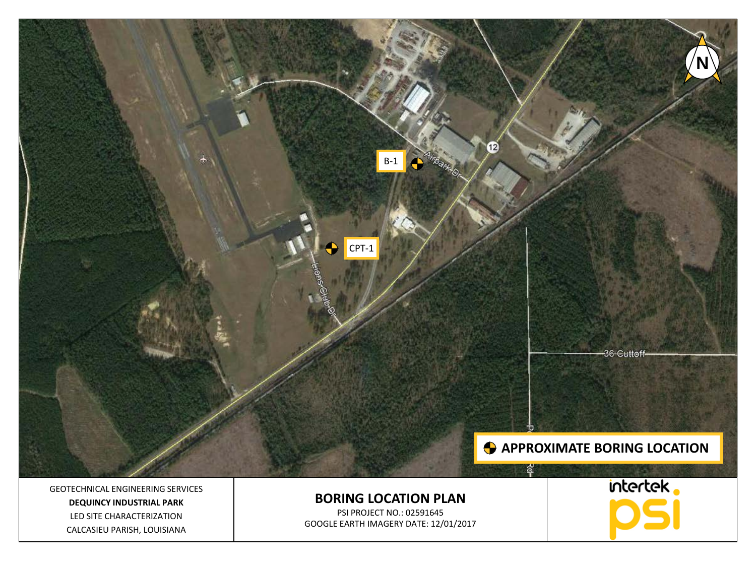B-1

CPT-1

Airpark Dr

Lions Club Dr

36 Cutoff

N

APPROXIMATE BORING LOCATION

GEOTECHNICAL ENGINEERING SERVICES
**DEQUINCY INDUSTRIAL PARK**
LED SITE CHARACTERIZATION
CALCASIEU PARISH, LOUISIANA

**BORING LOCATION PLAN**
PSI PROJECT NO.: 02591645
GOOGLE EARTH IMAGERY DATE: 12/01/2017

intertek psi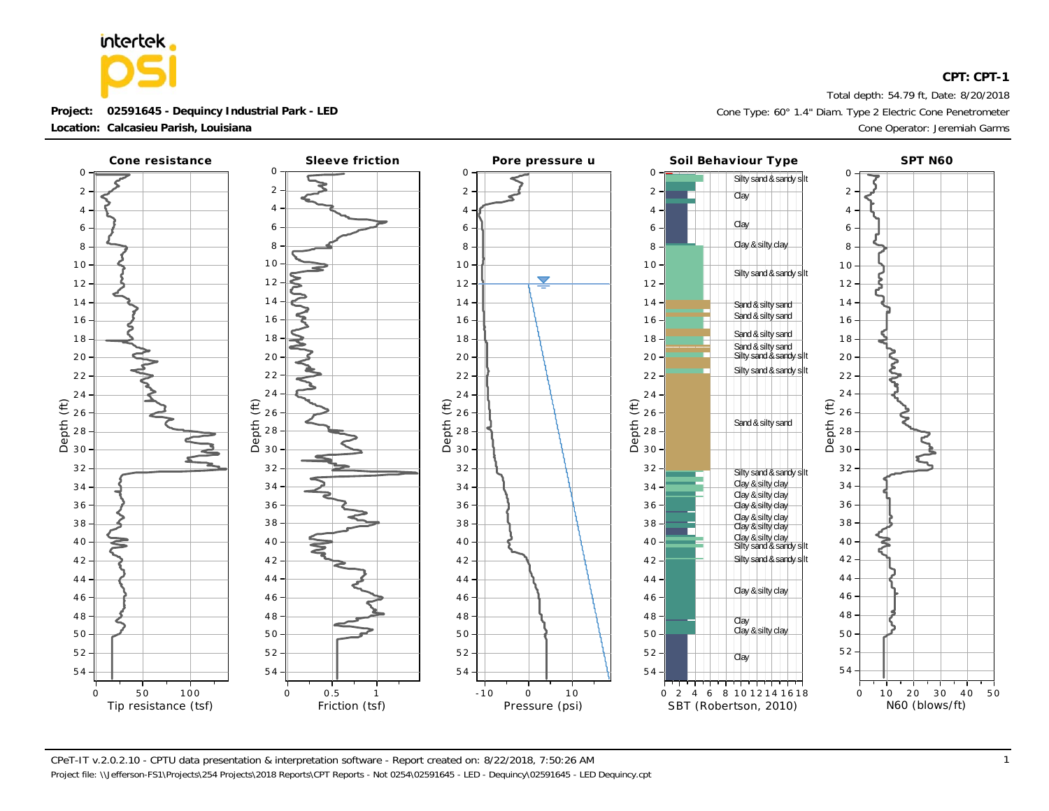intertek psi

**Project:** 02591645 - Dequincy Industrial Park - LED

**Location:** Calcasieu Parish, Louisiana

**CPT: CPT-1**

Total depth: 54.79 ft, Date: 8/20/2018

Cone Type: 60° 1.4" Diam. Type 2 Electric Cone Penetrometer

Cone Operator: Jeremiah Garms

**Cone resistance**

Depth (ft)

0 2 4 6 8 10 12 14 16 18 20 22 24 26 28 30 32 34 36 38 40 42 44 46 48 50 52 54

0 50 100

Tip resistance (tsf)

**Sleeve friction**

Depth (ft)

0 0.5 1

Friction (tsf)

**Pore pressure u**

Depth (ft)

-10 0 10

Pressure (psi)

**Soil Behaviour Type**

Depth (ft)

Silty sand & sandy silt
Clay
Clay
Clay & silty clay
Silty sand & sandy silt
Sand & silty sand
Sand & silty sand
Sand & silty sand
Sand & silty sand
Silty sand & sandy silt
Silty sand & sandy silt
Sand & silty sand
Silty sand & sandy silt
Clay & silty clay
Clay & silty clay
Clay & silty clay
Clay & silty clay
Clay & silty clay
Clay & silty clay
Silty sand & sandy silt
Silty sand & sandy silt
Clay & silty clay
Clay
Clay & silty clay
Clay

0 2 4 6 8 10 12 14 16 18

SBT (Robertson, 2010)

**SPT N60**

Depth (ft)

0 10 20 30 40 50

N60 (blows/ft)

CPeT-IT v.2.0.2.10 - CPTU data presentation & interpretation software - Report created on: 8/22/2018, 7:50:26 AM

Project file: \\Jefferson-FS1\Projects\254 Projects\2018 Reports\CPT Reports - Not 0254\02591645 - LED - Dequincy\02591645 - LED Dequincy.cpt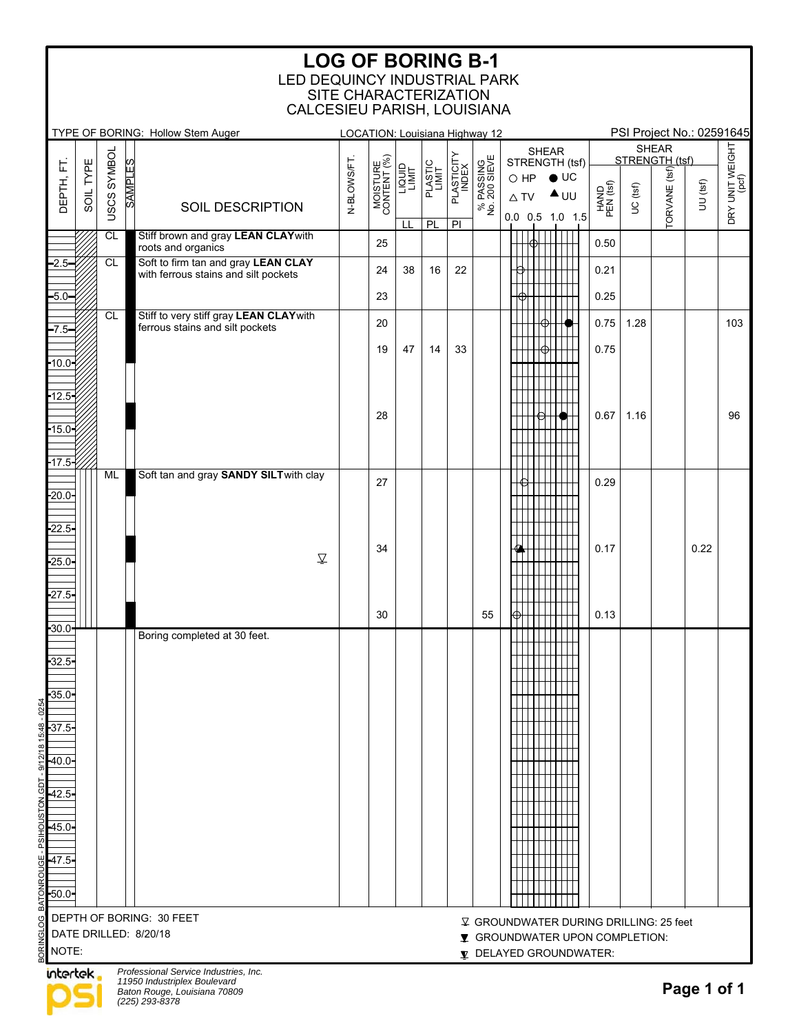# LOG OF BORING B-1

LED DEQUINCY INDUSTRIAL PARK
SITE CHARACTERIZATION
CALCESIEU PARISH, LOUISIANA

TYPE OF BORING: Hollow Stem Auger

LOCATION: Louisiana Highway 12

PSI Project No.: 02591645

| DEPTH, FT. | USCS SYMBOL | SOIL DESCRIPTION | N-BLOWS/FT. | MOISTURE CONTENT (%) | LIQUID LIMIT (LL) | PLASTIC LIMIT (PL) | PLASTICITY INDEX (PI) | % PASSING No. 200 SIEVE | HAND PEN (tsf) | UC (tsf) | TORVANE (tsf) | UU (tsf) | DRY UNIT WEIGHT (pcf) |
|---|---|---|---|---|---|---|---|---|---|---|---|---|---|
| 0 | CL | Stiff brown and gray **LEAN CLAY** with roots and organics | | 25 | | | | | 0.50 | | | | |
| 2.5 | CL | Soft to firm tan and gray **LEAN CLAY** with ferrous stains and silt pockets | | 24 | 38 | 16 | 22 | | 0.21 | | | | |
| 5.0 | | | | 23 | | | | | 0.25 | | | | |
| 6.5 | CL | Stiff to very stiff gray **LEAN CLAY** with ferrous stains and silt pockets | | 20 | | | | | 0.75 | 1.28 | | | 103 |
| 8.5 | | | | 19 | 47 | 14 | 33 | | 0.75 | | | | |
| 13.5 | | | | 28 | | | | | 0.67 | 1.16 | | | 96 |
| 18.0 | ML | Soft tan and gray **SANDY SILT** with clay | | 27 | | | | | 0.29 | | | | |
| 23.5 | | ▽ | | 34 | | | | | 0.17 | | | 0.22 | |
| 28.5 | | | | 30 | | | | 55 | 0.13 | | | | |
| 30.0 | | Boring completed at 30 feet. | | | | | | | | | | | |

SHEAR STRENGTH (tsf): ○ HP ● UC △ TV ▲ UU — 0.0 0.5 1.0 1.5

DEPTH OF BORING: 30 FEET
DATE DRILLED: 8/20/18
NOTE:

▽ GROUNDWATER DURING DRILLING: 25 feet
▼ GROUNDWATER UPON COMPLETION:
▼ DELAYED GROUNDWATER:

BORINGLOG_BATONROUGE - PSIHOUSTON.GDT - 9/12/18 15:48 - 0254

intertek psi

*Professional Service Industries, Inc.*
*11950 Industriplex Boulevard*
*Baton Rouge, Louisiana 70809*
*(225) 293-8378*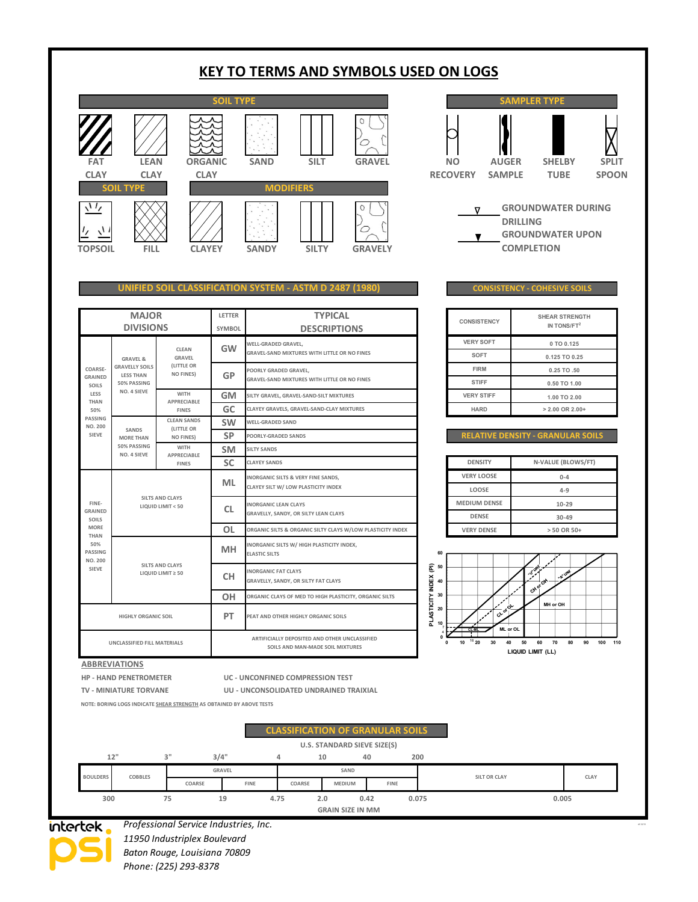# KEY TO TERMS AND SYMBOLS USED ON LOGS

## SOIL TYPE

FAT CLAY | LEAN CLAY | ORGANIC CLAY | SAND | SILT | GRAVEL

## SAMPLER TYPE

NO RECOVERY | AUGER SAMPLE | SHELBY TUBE | SPLIT SPOON

## SOIL TYPE

TOPSOIL | FILL

## MODIFIERS

CLAYEY | SANDY | SILTY | GRAVELY

GROUNDWATER DURING DRILLING

GROUNDWATER UPON COMPLETION

## UNIFIED SOIL CLASSIFICATION SYSTEM - ASTM D 2487 (1980)

| MAJOR DIVISIONS | | | LETTER SYMBOL | TYPICAL DESCRIPTIONS |
|---|---|---|---|---|
| COARSE-GRAINED SOILS LESS THAN 50% PASSING NO. 200 SIEVE | GRAVEL & GRAVELLY SOILS LESS THAN 50% PASSING NO. 4 SIEVE | CLEAN GRAVEL (LITTLE OR NO FINES) | GW | WELL-GRADED GRAVEL, GRAVEL-SAND MIXTURES WITH LITTLE OR NO FINES |
| | | | GP | POORLY GRADED GRAVEL, GRAVEL-SAND MIXTURES WITH LITTLE OR NO FINES |
| | | WITH APPRECIABLE FINES | GM | SILTY GRAVEL, GRAVEL-SAND-SILT MIXTURES |
| | | | GC | CLAYEY GRAVELS, GRAVEL-SAND-CLAY MIXTURES |
| | SANDS MORE THAN 50% PASSING NO. 4 SIEVE | CLEAN SANDS (LITTLE OR NO FINES) | SW | WELL-GRADED SAND |
| | | | SP | POORLY-GRADED SANDS |
| | | WITH APPRECIABLE FINES | SM | SILTY SANDS |
| | | | SC | CLAYEY SANDS |
| FINE-GRAINED SOILS MORE THAN 50% PASSING NO. 200 SIEVE | SILTS AND CLAYS LIQUID LIMIT < 50 | | ML | INORGANIC SILTS & VERY FINE SANDS, CLAYEY SILT W/ LOW PLASTICITY INDEX |
| | | | CL | INORGANIC LEAN CLAYS GRAVELLY, SANDY, OR SILTY LEAN CLAYS |
| | | | OL | ORGANIC SILTS & ORGANIC SILTY CLAYS W/LOW PLASTICITY INDEX |
| | SILTS AND CLAYS LIQUID LIMIT ≥ 50 | | MH | INORGANIC SILTS W/ HIGH PLASTICITY INDEX, ELASTIC SILTS |
| | | | CH | INORGANIC FAT CLAYS GRAVELLY, SANDY, OR SILTY FAT CLAYS |
| | | | OH | ORGANIC CLAYS OF MED TO HIGH PLASTICITY, ORGANIC SILTS |
| HIGHLY ORGANIC SOIL | | | PT | PEAT AND OTHER HIGHLY ORGANIC SOILS |
| UNCLASSIFIED FILL MATERIALS | | | | ARTIFICIALLY DEPOSITED AND OTHER UNCLASSIFIED SOILS AND MAN-MADE SOIL MIXTURES |

## CONSISTENCY - COHESIVE SOILS

| CONSISTENCY | SHEAR STRENGTH IN TONS/FT$^2$ |
|---|---|
| VERY SOFT | 0 TO 0.125 |
| SOFT | 0.125 TO 0.25 |
| FIRM | 0.25 TO .50 |
| STIFF | 0.50 TO 1.00 |
| VERY STIFF | 1.00 TO 2.00 |
| HARD | > 2.00 OR 2.00+ |

## RELATIVE DENSITY - GRANULAR SOILS

| DENSITY | N-VALUE (BLOWS/FT) |
|---|---|
| VERY LOOSE | 0-4 |
| LOOSE | 4-9 |
| MEDIUM DENSE | 10-29 |
| DENSE | 30-49 |
| VERY DENSE | > 50 OR 50+ |

PLASTICITY INDEX (PI)

LIQUID LIMIT (LL)

0, 4, 7, 10, 20, 30, 40, 50, 60

0, 10, 16, 20, 30, 40, 50, 60, 70, 80, 90, 100, 110

"U" LINE

"A" LINE

CH or OH

CL or OL

MH or OH

ML or OL

CL-ML

### ABBREVIATIONS

HP - HAND PENETROMETER

TV - MINIATURE TORVANE

UC - UNCONFINED COMPRESSION TEST

UU - UNCONSOLIDATED UNDRAINED TRAIXIAL

NOTE: BORING LOGS INDICATE SHEAR STRENGTH AS OBTAINED BY ABOVE TESTS

## CLASSIFICATION OF GRANULAR SOILS

U.S. STANDARD SIEVE SIZE(S)

| 12" | | 3" | | 3/4" | | 4 | | 10 | | 40 | | 200 | |
|---|---|---|---|---|---|---|---|---|---|---|---|---|---|
| BOULDERS | COBBLES | GRAVEL | | SAND | | | SILT OR CLAY | CLAY |
| | | COARSE | FINE | COARSE | MEDIUM | FINE | | |
| 300 | 75 | 19 | 4.75 | 2.0 | 0.42 | 0.075 | 0.005 | |

GRAIN SIZE IN MM

intertek psi

*Professional Service Industries, Inc.*
*11950 Industriplex Boulevard*
*Baton Rouge, Louisiana 70809*
*Phone: (225) 293-8378*